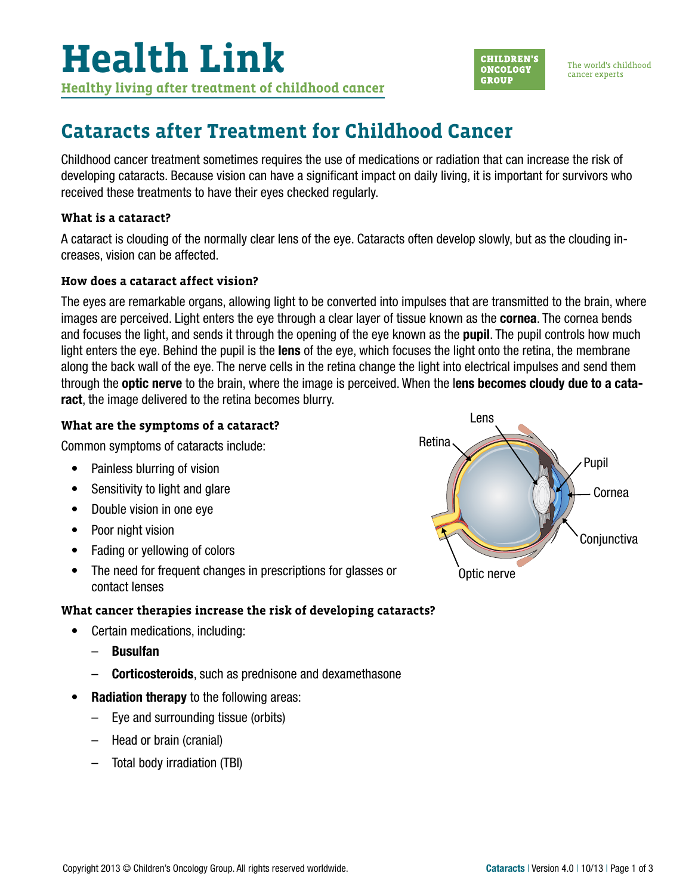# Health Link

**Healthy living after treatment of childhood cancer**

CHILDREN'S ONCOLOGY GROUP

The world's childhood cancer experts

## Cataracts after Treatment for Childhood Cancer

Childhood cancer treatment sometimes requires the use of medications or radiation that can increase the risk of developing cataracts. Because vision can have a significant impact on daily living, it is important for survivors who received these treatments to have their eyes checked regularly.

### What is a cataract?

A cataract is clouding of the normally clear lens of the eye. Cataracts often develop slowly, but as the clouding increases, vision can be affected.

### How does a cataract affect vision?

The eyes are remarkable organs, allowing light to be converted into impulses that are transmitted to the brain, where images are perceived. Light enters the eye through a clear layer of tissue known as the **cornea**. The cornea bends and focuses the light, and sends it through the opening of the eye known as the **pupil**. The pupil controls how much light enters the eye. Behind the pupil is the **lens** of the eye, which focuses the light onto the retina, the membrane along the back wall of the eye. The nerve cells in the retina change the light into electrical impulses and send them through the **optic nerve** to the brain, where the image is perceived. When the l**ens becomes cloudy due to a cataract**, the image delivered to the retina becomes blurry.

### What are the symptoms of a cataract?

Common symptoms of cataracts include:

- Painless blurring of vision
- Sensitivity to light and glare
- Double vision in one eye
- Poor night vision
- Fading or yellowing of colors
- The need for frequent changes in prescriptions for glasses or contact lenses

Lens, Retina, Pupil, Cornea, Conjunctiva, Optic nerve

### What cancer therapies increase the risk of developing cataracts?

- Certain medications, including:
  - **Busulfan**
  - **Corticosteroids**, such as prednisone and dexamethasone
- **Radiation therapy** to the following areas:
  - Eye and surrounding tissue (orbits)
  - Head or brain (cranial)
  - Total body irradiation (TBI)

Copyright 2013 © Children's Oncology Group. All rights reserved worldwide.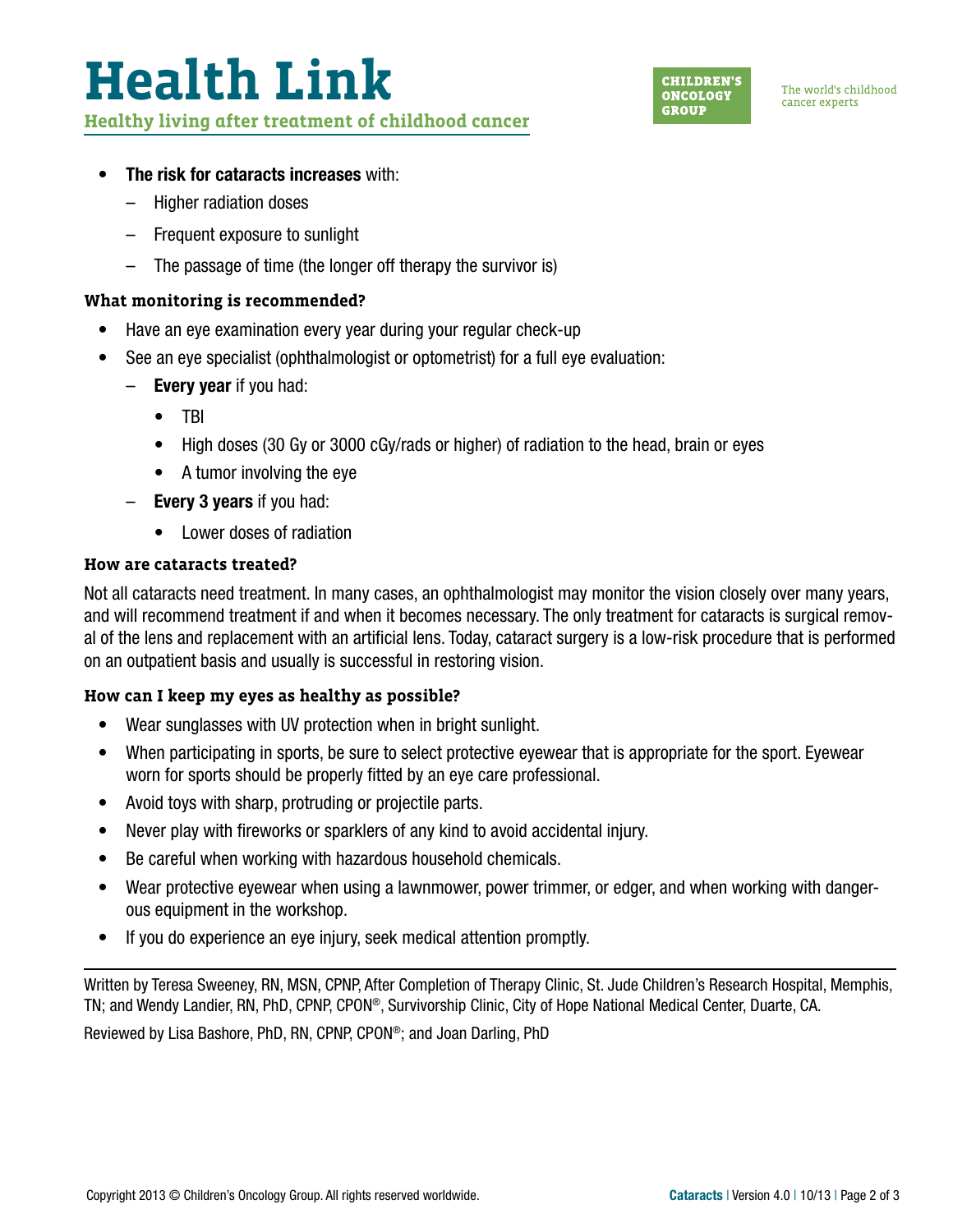- **The risk for cataracts increases** with:
  - Higher radiation doses
  - Frequent exposure to sunlight
  - The passage of time (the longer off therapy the survivor is)

### What monitoring is recommended?

- Have an eye examination every year during your regular check-up
- See an eye specialist (ophthalmologist or optometrist) for a full eye evaluation:
  - **Every year** if you had:
    - TBI
    - High doses (30 Gy or 3000 cGy/rads or higher) of radiation to the head, brain or eyes
    - A tumor involving the eye
  - **Every 3 years** if you had:
    - Lower doses of radiation

### How are cataracts treated?

Not all cataracts need treatment. In many cases, an ophthalmologist may monitor the vision closely over many years, and will recommend treatment if and when it becomes necessary. The only treatment for cataracts is surgical removal of the lens and replacement with an artificial lens. Today, cataract surgery is a low-risk procedure that is performed on an outpatient basis and usually is successful in restoring vision.

### How can I keep my eyes as healthy as possible?

- Wear sunglasses with UV protection when in bright sunlight.
- When participating in sports, be sure to select protective eyewear that is appropriate for the sport. Eyewear worn for sports should be properly fitted by an eye care professional.
- Avoid toys with sharp, protruding or projectile parts.
- Never play with fireworks or sparklers of any kind to avoid accidental injury.
- Be careful when working with hazardous household chemicals.
- Wear protective eyewear when using a lawnmower, power trimmer, or edger, and when working with dangerous equipment in the workshop.
- If you do experience an eye injury, seek medical attention promptly.

---

Written by Teresa Sweeney, RN, MSN, CPNP, After Completion of Therapy Clinic, St. Jude Children's Research Hospital, Memphis, TN; and Wendy Landier, RN, PhD, CPNP, CPON®, Survivorship Clinic, City of Hope National Medical Center, Duarte, CA.

Reviewed by Lisa Bashore, PhD, RN, CPNP, CPON®; and Joan Darling, PhD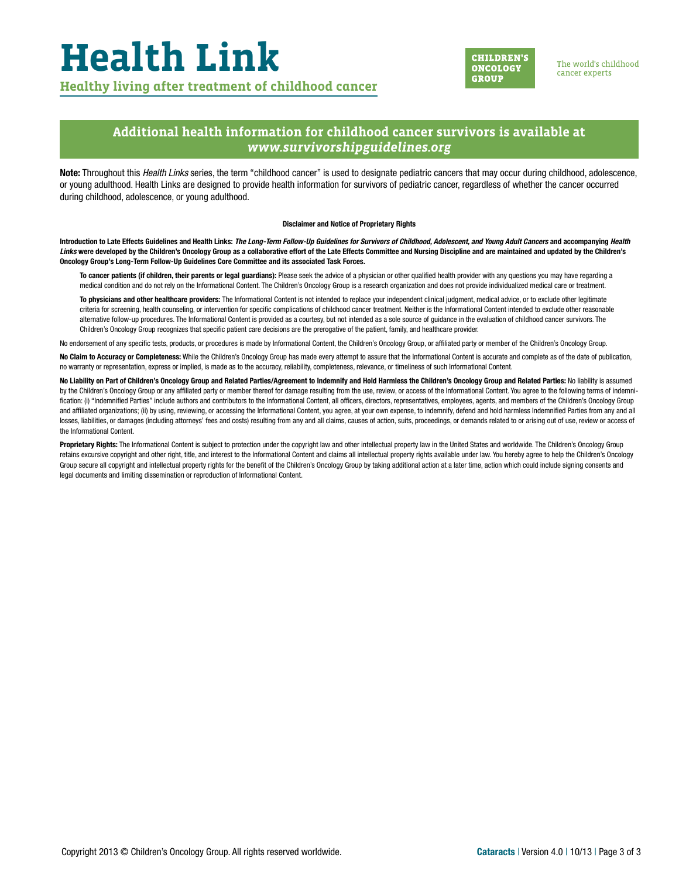# Health Link

## Healthy living after treatment of childhood cancer

CHILDREN'S ONCOLOGY GROUP

The world's childhood cancer experts

**Additional health information for childhood cancer survivors is available at *www.survivorshipguidelines.org***

**Note:** Throughout this *Health Links* series, the term "childhood cancer" is used to designate pediatric cancers that may occur during childhood, adolescence, or young adulthood. Health Links are designed to provide health information for survivors of pediatric cancer, regardless of whether the cancer occurred during childhood, adolescence, or young adulthood.

**Disclaimer and Notice of Proprietary Rights**

**Introduction to Late Effects Guidelines and Health Links: *The Long-Term Follow-Up Guidelines for Survivors of Childhood, Adolescent, and Young Adult Cancers* and accompanying *Health Links* were developed by the Children's Oncology Group as a collaborative effort of the Late Effects Committee and Nursing Discipline and are maintained and updated by the Children's Oncology Group's Long-Term Follow-Up Guidelines Core Committee and its associated Task Forces.**

**To cancer patients (if children, their parents or legal guardians):** Please seek the advice of a physician or other qualified health provider with any questions you may have regarding a medical condition and do not rely on the Informational Content. The Children's Oncology Group is a research organization and does not provide individualized medical care or treatment.

**To physicians and other healthcare providers:** The Informational Content is not intended to replace your independent clinical judgment, medical advice, or to exclude other legitimate criteria for screening, health counseling, or intervention for specific complications of childhood cancer treatment. Neither is the Informational Content intended to exclude other reasonable alternative follow-up procedures. The Informational Content is provided as a courtesy, but not intended as a sole source of guidance in the evaluation of childhood cancer survivors. The Children's Oncology Group recognizes that specific patient care decisions are the prerogative of the patient, family, and healthcare provider.

No endorsement of any specific tests, products, or procedures is made by Informational Content, the Children's Oncology Group, or affiliated party or member of the Children's Oncology Group.

**No Claim to Accuracy or Completeness:** While the Children's Oncology Group has made every attempt to assure that the Informational Content is accurate and complete as of the date of publication, no warranty or representation, express or implied, is made as to the accuracy, reliability, completeness, relevance, or timeliness of such Informational Content.

**No Liability on Part of Children's Oncology Group and Related Parties/Agreement to Indemnify and Hold Harmless the Children's Oncology Group and Related Parties:** No liability is assumed by the Children's Oncology Group or any affiliated party or member thereof for damage resulting from the use, review, or access of the Informational Content. You agree to the following terms of indemnification: (i) "Indemnified Parties" include authors and contributors to the Informational Content, all officers, directors, representatives, employees, agents, and members of the Children's Oncology Group and affiliated organizations; (ii) by using, reviewing, or accessing the Informational Content, you agree, at your own expense, to indemnify, defend and hold harmless Indemnified Parties from any and all losses, liabilities, or damages (including attorneys' fees and costs) resulting from any and all claims, causes of action, suits, proceedings, or demands related to or arising out of use, review or access of the Informational Content.

**Proprietary Rights:** The Informational Content is subject to protection under the copyright law and other intellectual property law in the United States and worldwide. The Children's Oncology Group retains excursive copyright and other right, title, and interest to the Informational Content and claims all intellectual property rights available under law. You hereby agree to help the Children's Oncology Group secure all copyright and intellectual property rights for the benefit of the Children's Oncology Group by taking additional action at a later time, action which could include signing consents and legal documents and limiting dissemination or reproduction of Informational Content.

Copyright 2013 © Children's Oncology Group. All rights reserved worldwide.